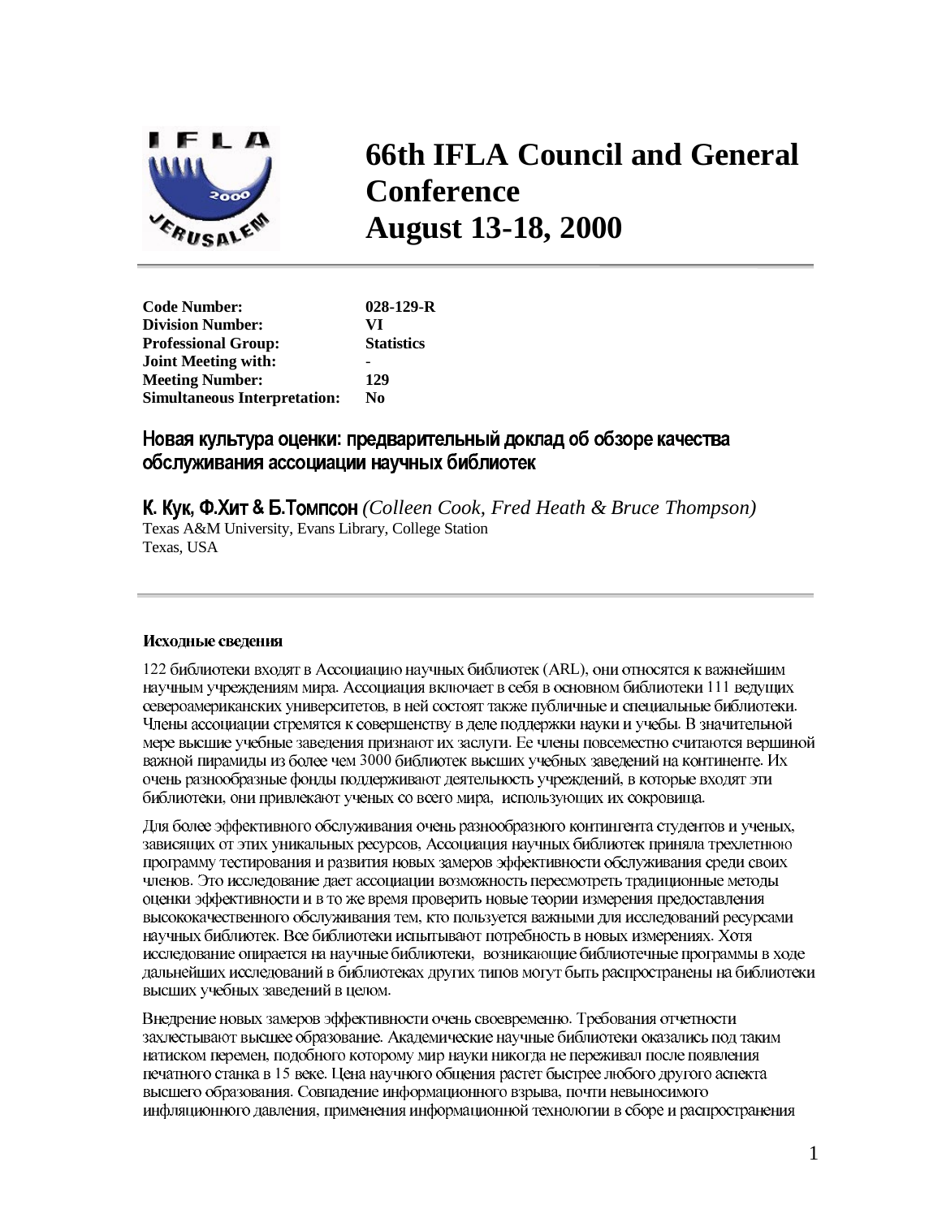# 66th IFLA Council and General Conference
# August 13-18, 2000

| | |
|---|---|
| **Code Number:** | **028-129-R** |
| **Division Number:** | **VI** |
| **Professional Group:** | **Statistics** |
| **Joint Meeting with:** | **-** |
| **Meeting Number:** | **129** |
| **Simultaneous Interpretation:** | **No** |

## Новая культура оценки: предварительный доклад об обзоре качества обслуживания ассоциации научных библиотек

**К. Кук, Ф.Хит & Б.Томпсон** *(Colleen Cook, Fred Heath & Bruce Thompson)*
Texas A&M University, Evans Library, College Station
Texas, USA

### Исходные сведения

122 библиотеки входят в Ассоциацию научных библиотек (ARL), они относятся к важнейшим научным учреждениям мира. Ассоциация включает в себя в основном библиотеки 111 ведущих североамериканских университетов, в ней состоят также публичные и специальные библиотеки. Члены ассоциации стремятся к совершенству в деле поддержки науки и учебы. В значительной мере высшие учебные заведения признают их заслуги. Ее члены повсеместно считаются вершиной важной пирамиды из более чем 3000 библиотек высших учебных заведений на континенте. Их очень разнообразные фонды поддерживают деятельность учреждений, в которые входят эти библиотеки, они привлекают ученых со всего мира, использующих их сокровища.

Для более эффективного обслуживания очень разнообразного контингента студентов и ученых, зависящих от этих уникальных ресурсов, Ассоциация научных библиотек приняла трехлетнюю программу тестирования и развития новых замеров эффективности обслуживания среди своих членов. Это исследование дает ассоциации возможность пересмотреть традиционные методы оценки эффективности и в то же время проверить новые теории измерения предоставления высококачественного обслуживания тем, кто пользуется важными для исследований ресурсами научных библиотек. Все библиотеки испытывают потребность в новых измерениях. Хотя исследование опирается на научные библиотеки, возникающие библиотечные программы в ходе дальнейших исследований в библиотеках других типов могут быть распространены на библиотеки высших учебных заведений в целом.

Внедрение новых замеров эффективности очень своевременно. Требования отчетности захлестывают высшее образование. Академические научные библиотеки оказались под таким натиском перемен, подобного которому мир науки никогда не переживал после появления печатного станка в 15 веке. Цена научного общения растет быстрее любого другого аспекта высшего образования. Совпадение информационного взрыва, почти невыносимого инфляционного давления, применения информационной технологии в сборе и распространения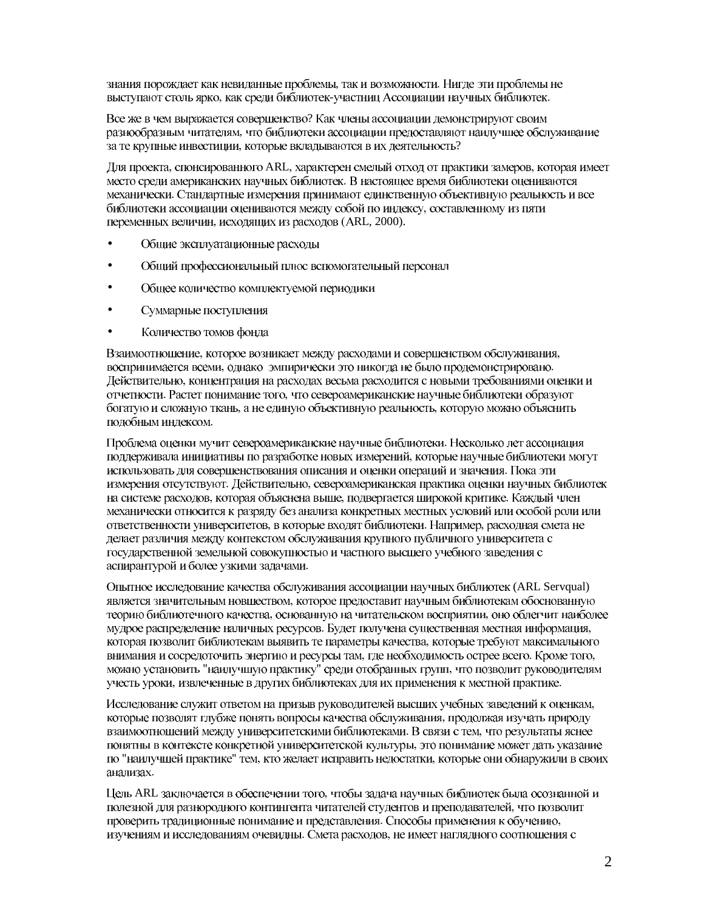знания порождает как невиданные проблемы, так и возможности. Нигде эти проблемы не выступают столь ярко, как среди библиотек-участниц Ассоциации научных библиотек.

Все же в чем выражается совершенство? Как члены ассоциации демонстрируют своим разнообразным читателям, что библиотеки ассоциации предоставляют наилучшее обслуживание за те крупные инвестиции, которые вкладываются в их деятельность?

Для проекта, спонсированного ARL, характерен смелый отход от практики замеров, которая имеет место среди американских научных библиотек. В настоящее время библиотеки оцениваются механически. Стандартные измерения принимают единственную объективную реальность и все библиотеки ассоциации оцениваются между собой по индексу, составленному из пяти переменных величин, исходящих из расходов (ARL, 2000).

- Общие эксплуатационные расходы
- Общий профессиональный плюс вспомогательный персонал
- Общее количество комплектуемой периодики
- Суммарные поступления
- Количество томов фонда

Взаимоотношение, которое возникает между расходами и совершенством обслуживания, воспринимается всеми, однако эмпирически это никогда не было продемонстрировано. Действительно, концентрация на расходах весьма расходится с новыми требованиями оценки и отчетности. Растет понимание того, что североамериканские научные библиотеки образуют богатую и сложную ткань, а не единую объективную реальность, которую можно объяснить подобным индексом.

Проблема оценки мучит североамериканские научные библиотеки. Несколько лет ассоциация поддерживала инициативы по разработке новых измерений, которые научные библиотеки могут использовать для совершенствования описания и оценки операций и значения. Пока эти измерения отсутствуют. Действительно, североамериканская практика оценки научных библиотек на системе расходов, которая объяснена выше, подвергается широкой критике. Каждый член механически относится к разряду без анализа конкретных местных условий или особой роли или ответственности университетов, в которые входят библиотеки. Например, расходная смета не делает различия между контекстом обслуживания крупного публичного университета с государственной земельной совокупностью и частного высшего учебного заведения с аспирантурой и более узкими задачами.

Опытное исследование качества обслуживания ассоциации научных библиотек (ARL Servqual) является значительным новшеством, которое предоставит научным библиотекам обоснованную теорию библиотечного качества, основанную на читательском восприятии, оно облегчит наиболее мудрое распределение наличных ресурсов. Будет получена существенная местная информация, которая позволит библиотекам выявить те параметры качества, которые требуют максимального внимания и сосредоточить энергию и ресурсы там, где необходимость острее всего. Кроме того, можно установить "наилучшую практику" среди отобранных групп, что позволит руководителям учесть уроки, извлеченные в других библиотеках для их применения к местной практике.

Исследование служит ответом на призыв руководителей высших учебных заведений к оценкам, которые позволят глубже понять вопросы качества обслуживания, продолжая изучать природу взаимоотношений между университетскими библиотеками. В связи с тем, что результаты яснее понятны в контексте конкретной университетской культуры, это понимание может дать указание по "наилучшей практике" тем, кто желает исправить недостатки, которые они обнаружили в своих анализах.

Цель ARL заключается в обеспечении того, чтобы задача научных библиотек была осознанной и полезной для разнородного контингента читателей студентов и преподавателей, что позволит проверить традиционные понимание и представления. Способы применения к обучению, изучениям и исследованиям очевидны. Смета расходов, не имеет наглядного соотношения с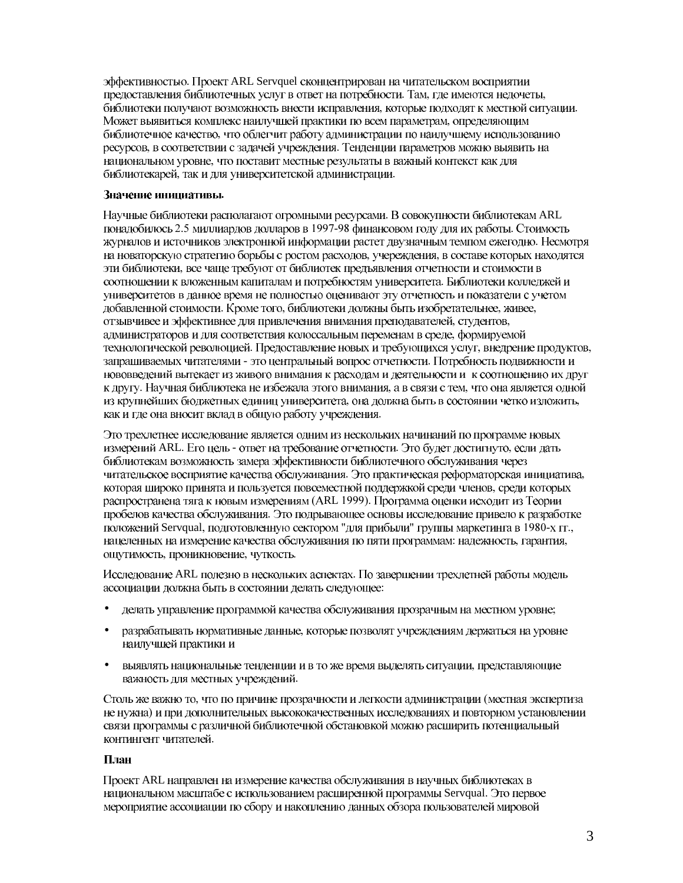эффективностью. Проект ARL Servquel сконцентрирован на читательском восприятии предоставления библиотечных услуг в ответ на потребности. Там, где имеются недочеты, библиотеки получают возможность внести исправления, которые подходят к местной ситуации. Может выявиться комплекс наилучшей практики по всем параметрам, определяющим библиотечное качество, что облегчит работу администрации по наилучшему использованию ресурсов, в соответствии с задачей учреждения. Тенденции параметров можно выявить на национальном уровне, что поставит местные результаты в важный контекст как для библиотекарей, так и для университетской администрации.

**Значение инициативы.**

Научные библиотеки располагают огромными ресурсами. В совокупности библиотекам ARL понадобилось 2.5 миллиардов долларов в 1997-98 финансовом году для их работы. Стоимость журналов и источников электронной информации растет двузначным темпом ежегодно. Несмотря на новаторскую стратегию борьбы с ростом расходов, учереждения, в составе которых находятся эти библиотеки, все чаще требуют от библиотек предъявления отчетности и стоимости в соотношении к вложенным капиталам и потребностям университета. Библиотеки колледжей и университетов в данное время не полностью оценивают эту отчетность и показатели с учетом добавленной стоимости. Кроме того, библиотеки должны быть изобретательнее, живее, отзывчивее и эффективнее для привлечения внимания преподавателей, студентов, администраторов и для соответствия колоссальным переменам в среде, формируемой технологической революцией. Предоставление новых и требующихся услуг, внедрение продуктов, запрашиваемых читателями - это центральный вопрос отчетности. Потребность подвижности и нововведений вытекает из живого внимания к расходам и деятельности и к соотношению их друг к другу. Научная библиотека не избежала этого внимания, а в связи с тем, что она является одной из крупнейших бюджетных единиц университета, она должна быть в состоянии четко изложить, как и где она вносит вклад в общую работу учреждения.

Это трехлетнее исследование является одним из нескольких начинаний по программе новых измерений ARL. Его цель - ответ на требование отчетности. Это будет достигнуто, если дать библиотекам возможность замера эффективности библиотечного обслуживания через читательское восприятие качества обслуживания. Это практическая реформаторская инициатива, которая широко принята и пользуется повсеместной поддержкой среди членов, среди которых распространена тяга к новым измерениям (ARL 1999). Программа оценки исходит из Теории пробелов качества обслуживания. Это подрывающее основы исследование привело к разработке положений Servqual, подготовленную сектором "для прибыли" группы маркетинга в 1980-х гг., нацеленных на измерение качества обслуживания по пяти программам: надежность, гарантия, ощутимость, проникновение, чуткость.

Исследование ARL полезно в нескольких аспектах. По завершении трехлетней работы модель ассоциации должна быть в состоянии делать следующее:

- делать управление программой качества обслуживания прозрачным на местном уровне;
- разрабатывать нормативные данные, которые позволят учреждениям держаться на уровне наилучшей практики и
- выявлять национальные тенденции и в то же время выделять ситуации, представляющие важность для местных учреждений.

Столь же важно то, что по причине прозрачности и легкости администрации (местная экспертиза не нужна) и при дополнительных высококачественных исследованиях и повторном установлении связи программы с различной библиотечной обстановкой можно расширить потенциальный контингент читателей.

**План**

Проект ARL направлен на измерение качества обслуживания в научных библиотеках в национальном масштабе с использованием расширенной программы Servqual. Это первое мероприятие ассоциации по сбору и накоплению данных обзора пользователей мировой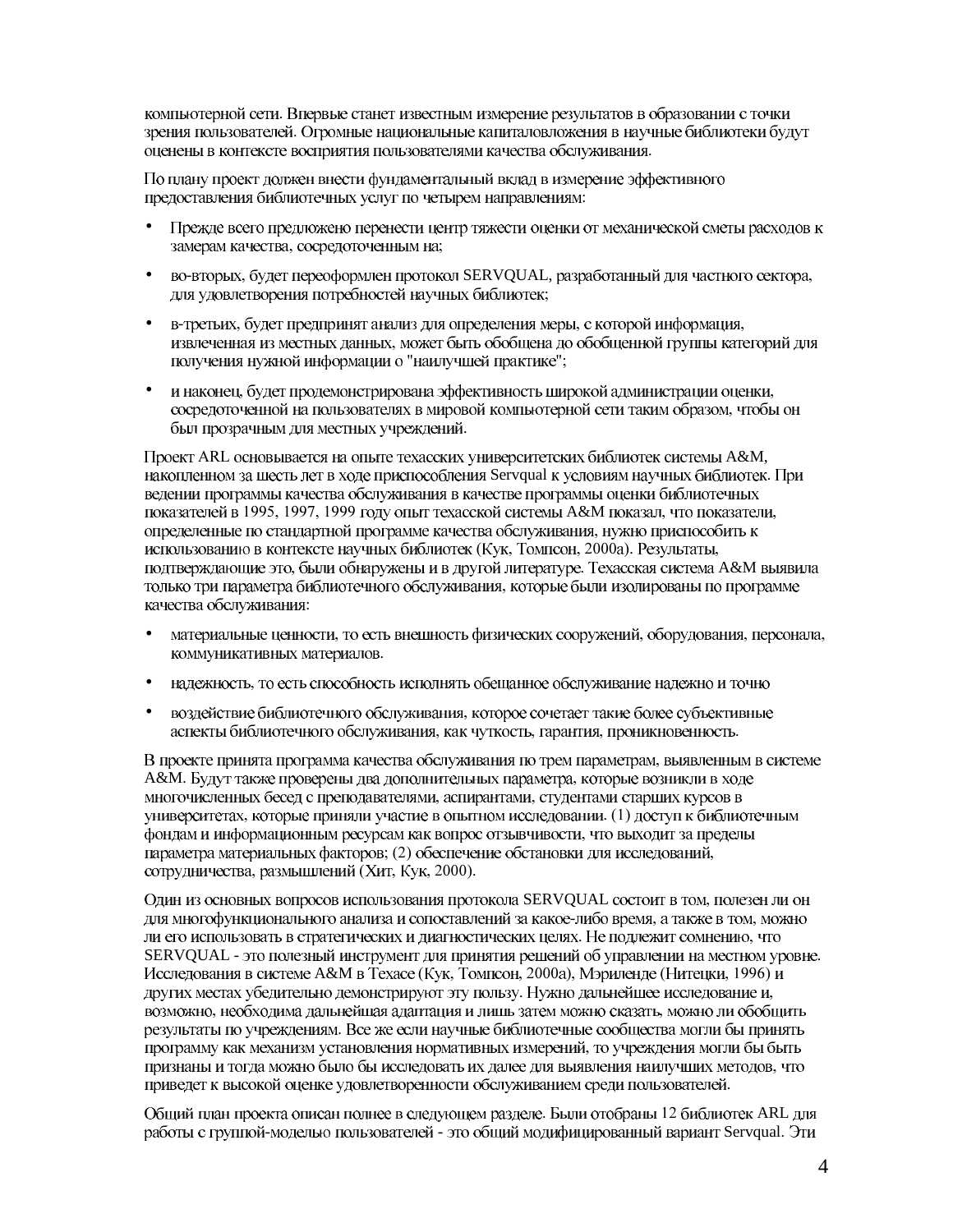компьютерной сети. Впервые станет известным измерение результатов в образовании с точки зрения пользователей. Огромные национальные капиталовложения в научные библиотеки будут оценены в контексте восприятия пользователями качества обслуживания.

По плану проект должен внести фундаментальный вклад в измерение эффективного предоставления библиотечных услуг по четырем направлениям:

- Прежде всего предложено перенести центр тяжести оценки от механической сметы расходов к замерам качества, сосредоточенным на;
- во-вторых, будет переоформлен протокол SERVQUAL, разработанный для частного сектора, для удовлетворения потребностей научных библиотек;
- в-третьих, будет предпринят анализ для определения меры, с которой информация, извлеченная из местных данных, может быть обобщена до обобщенной группы категорий для получения нужной информации о "наилучшей практике";
- и наконец, будет продемонстрирована эффективность широкой администрации оценки, сосредоточенной на пользователях в мировой компьютерной сети таким образом, чтобы он был прозрачным для местных учреждений.

Проект ARL основывается на опыте техасских университетских библиотек системы A&M, накопленном за шесть лет в ходе приспособления Servqual к условиям научных библиотек. При ведении программы качества обслуживания в качестве программы оценки библиотечных показателей в 1995, 1997, 1999 году опыт техасской системы A&M показал, что показатели, определенные по стандартной программе качества обслуживания, нужно приспособить к использованию в контексте научных библиотек (Кук, Томпсон, 2000а). Результаты, подтверждающие это, были обнаружены и в другой литературе. Техасская система A&M выявила только три параметра библиотечного обслуживания, которые были изолированы по программе качества обслуживания:

- материальные ценности, то есть внешность физических сооружений, оборудования, персонала, коммуникативных материалов.
- надежность, то есть способность исполнять обещанное обслуживание надежно и точно
- воздействие библиотечного обслуживания, которое сочетает такие более субъективные аспекты библиотечного обслуживания, как чуткость, гарантия, проникновенность.

В проекте принята программа качества обслуживания по трем параметрам, выявленным в системе A&M. Будут также проверены два дополнительных параметра, которые возникли в ходе многочисленных бесед с преподавателями, аспирантами, студентами старших курсов в университетах, которые приняли участие в опытном исследовании. (1) доступ к библиотечным фондам и информационным ресурсам как вопрос отзывчивости, что выходит за пределы параметра материальных факторов; (2) обеспечение обстановки для исследований, сотрудничества, размышлений (Хит, Кук, 2000).

Один из основных вопросов использования протокола SERVQUAL состоит в том, полезен ли он для многофункционального анализа и сопоставлений за какое-либо время, а также в том, можно ли его использовать в стратегических и диагностических целях. Не подлежит сомнению, что SERVQUAL - это полезный инструмент для принятия решений об управлении на местном уровне. Исследования в системе A&M в Техасе (Кук, Томпсон, 2000а), Мэриленде (Нитецки, 1996) и других местах убедительно демонстрируют эту пользу. Нужно дальнейшее исследование и, возможно, необходима дальнейшая адаптация и лишь затем можно сказать, можно ли обобщить результаты по учреждениям. Все же если научные библиотечные сообщества могли бы принять программу как механизм установления нормативных измерений, то учреждения могли бы быть признаны и тогда можно было бы исследовать их далее для выявления наилучших методов, что приведет к высокой оценке удовлетворенности обслуживанием среди пользователей.

Общий план проекта описан полнее в следующем разделе. Были отобраны 12 библиотек ARL для работы с группой-моделью пользователей - это общий модифицированный вариант Servqual. Эти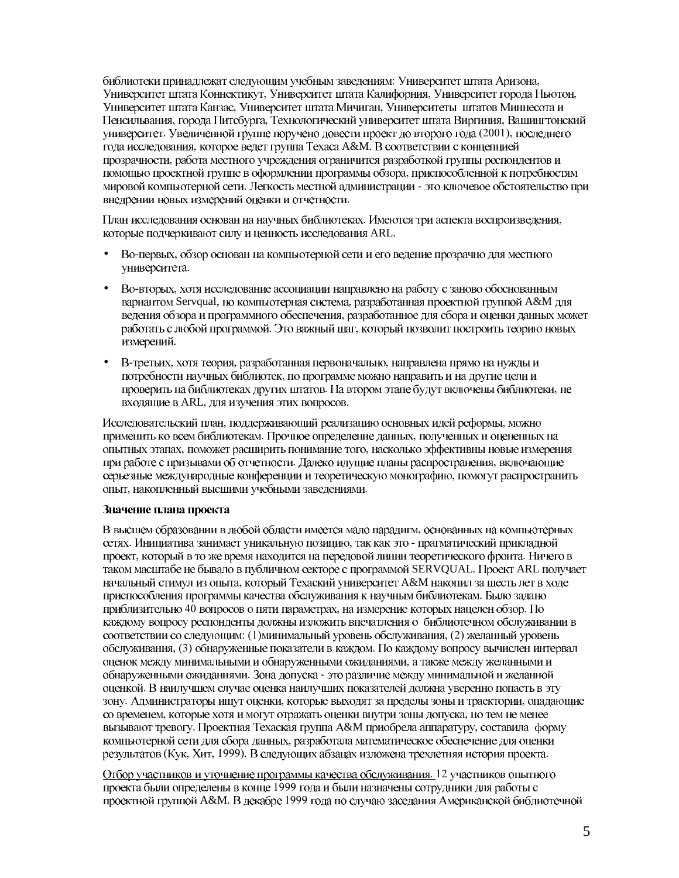библиотеки принадлежат следующим учебным заведениям: Университет штата Аризона, Университет штата Коннектикут, Университет штата Калифорния, Университет города Ньютон, Университет штата Канзас, Университет штата Мичиган, Университеты штатов Миннесота и Пенсильвания, города Питсбурга, Технологический университет штата Виргиния, Вашингтонский университет. Увеличенной группе поручено довести проект до второго года (2001), последнего года исследования, которое ведет группа Техаса A&M. В соответствии с концепцией прозрачности, работа местного учреждения ограничится разработкой группы респондентов и помощью проектной группе в оформлении программы обзора, приспособленной к потребностям мировой компьютерной сети. Легкость местной администрации - это ключевое обстоятельство при внедрении новых измерений оценки и отчетности.

План исследования основан на научных библиотеках. Имеются три аспекта воспроизведения, которые подчеркивают силу и ценность исследования ARL.

- Во-первых, обзор основан на компьютерной сети и его ведение прозрачно для местного университета.
- Во-вторых, хотя исследование ассоциации направлено на работу с заново обоснованным вариантом Servqual, но компьютерная система, разработанная проектной группой A&M для ведения обзора и программного обеспечения, разработанное для сбора и оценки данных может работать с любой программой. Это важный шаг, который позволит построить теорию новых измерений.
- В-третьих, хотя теория, разработанная первоначально, направлена прямо на нужды и потребности научных библиотек, по программе можно направить и на другие цели и проверить на библиотеках других штатов. На втором этапе будут включены библиотеки, не входящие в ARL, для изучения этих вопросов.

Исследовательский план, поддерживающий реализацию основных идей реформы, можно применить ко всем библиотекам. Прочное определение данных, полученных и оцененных на опытных этапах, поможет расширить понимание того, насколько эффективны новые измерения при работе с призывами об отчетности. Далеко идущие планы распространения, включающие серьезные международные конференции и теоретическую монографию, помогут распространить опыт, накопленный высшими учебными заведениями.

**Значение плана проекта**

В высшем образовании в любой области имеется мало парадигм, основанных на компьютерных сетях. Инициатива занимает уникальную позицию, так как это - прагматический прикладной проект, который в то же время находится на передовой линии теоретического фронта. Ничего в таком масштабе не бывало в публичном секторе с программой SERVQUAL. Проект ARL получает начальный стимул из опыта, который Техаский университет A&M накопил за шесть лет в ходе приспособления программы качества обслуживания к научным библиотекам. Было задано приблизительно 40 вопросов о пяти параметрах, на измерение которых нацелен обзор. По каждому вопросу респонденты должны изложить впечатления о библиотечном обслуживании в соответствии со следующим: (1)минимальный уровень обслуживания, (2) желанный уровень обслуживания, (3) обнаруженные показатели в каждом. По каждому вопросу вычислен интервал оценок между минимальными и обнаруженными ожиданиями, а также между желанными и обнаруженными ожиданиями. Зона допуска - это различие между минимальной и желанной оценкой. В наилучшем случае оценка наилучших показателей должна уверенно попасть в эту зону. Администраторы ищут оценки, которые выходят за пределы зоны и траектории, опадающие со временем, которые хотя и могут отражать оценки внутри зоны допуска, но тем не менее вызывают тревогу. Проектная Техаская группа A&M приобрела аппаратуру, составила форму компьютерной сети для сбора данных, разработала математическое обеспечение для оценки результатов (Кук, Хит, 1999). В следующих абзацах изложена трехлетняя история проекта.

Отбор участников и уточнение программы качества обслуживания. 12 участников опытного проекта были определены в конце 1999 года и были назначены сотрудники для работы с проектной группой A&M. В декабре 1999 года по случаю заседания Американской библиотечной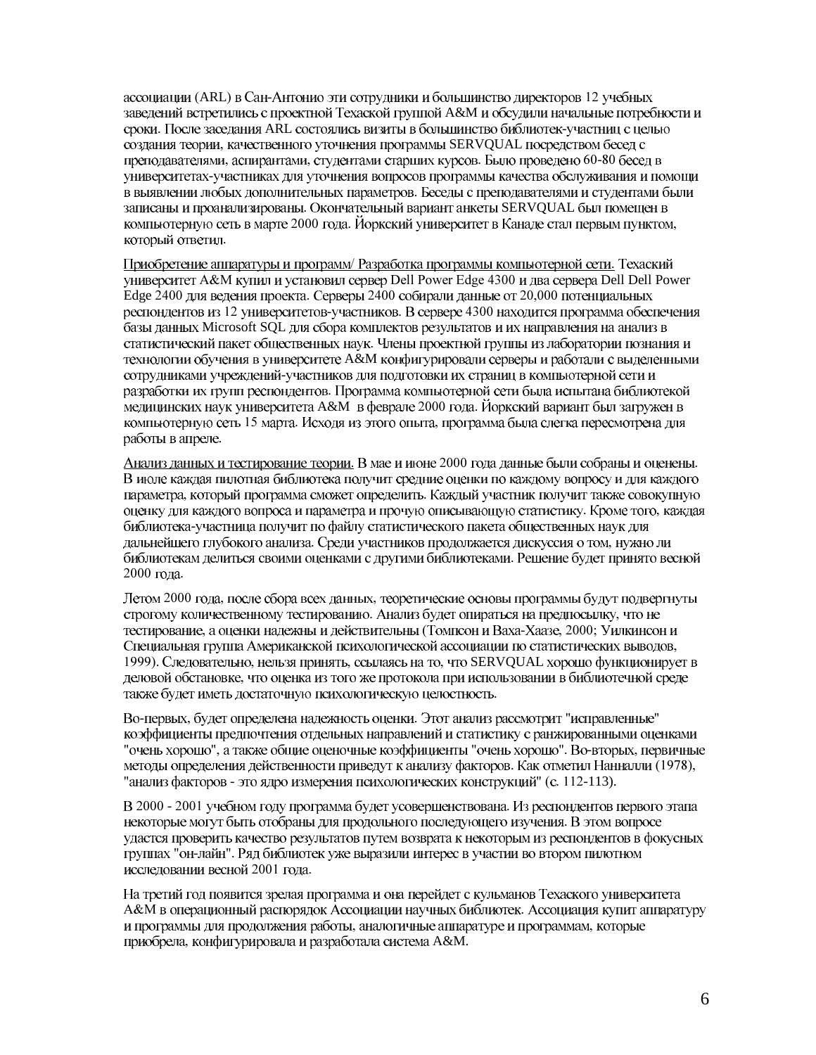ассоциации (ARL) в Сан-Антонио эти сотрудники и большинство директоров 12 учебных заведений встретились с проектной Техаской группой A&M и обсудили начальные потребности и сроки. После заседания ARL состоялись визиты в большинство библиотек-участниц с целью создания теории, качественного уточнения программы SERVQUAL посредством бесед с преподавателями, аспирантами, студентами старших курсов. Было проведено 60-80 бесед в университетах-участниках для уточнения вопросов программы качества обслуживания и помощи в выявлении любых дополнительных параметров. Беседы с преподавателями и студентами были записаны и проанализированы. Окончательный вариант анкеты SERVQUAL был помещен в компьютерную сеть в марте 2000 года. Йоркский университет в Канаде стал первым пунктом, который ответил.

Приобретение аппаратуры и программ/ Разработка программы компьютерной сети. Техаский университет A&M купил и установил сервер Dell Power Edge 4300 и два сервера Dell Dell Power Edge 2400 для ведения проекта. Серверы 2400 собирали данные от 20,000 потенциальных респондентов из 12 университетов-участников. В сервере 4300 находится программа обеспечения базы данных Microsoft SQL для сбора комплектов результатов и их направления на анализ в статистический пакет общественных наук. Члены проектной группы из лаборатории познания и технологии обучения в университете A&M конфигурировали серверы и работали с выделенными сотрудниками учреждений-участников для подготовки их страниц в компьютерной сети и разработки их групп респондентов. Программа компьютерной сети была испытана библиотекой медицинских наук университета A&M в феврале 2000 года. Йоркский вариант был загружен в компьютерную сеть 15 марта. Исходя из этого опыта, программа была слегка пересмотрена для работы в апреле.

Анализ данных и тестирование теории. В мае и июне 2000 года данные были собраны и оценены. В июле каждая пилотная библиотека получит средние оценки по каждому вопросу и для каждого параметра, который программа сможет определить. Каждый участник получит также совокупную оценку для каждого вопроса и параметра и прочую описывающую статистику. Кроме того, каждая библиотека-участница получит по файлу статистического пакета общественных наук для дальнейшего глубокого анализа. Среди участников продолжается дискуссия о том, нужно ли библиотекам делиться своими оценками с другими библиотеками. Решение будет принято весной 2000 года.

Летом 2000 года, после сбора всех данных, теоретические основы программы будут подвергнуты строгому количественному тестированию. Анализ будет опираться на предпосылку, что не тестирование, а оценки надежны и действительны (Томпсон иВаха-Хаазе, 2000; Уилкинсон и Специальная группа Американской психологической ассоциации по статистических выводов, 1999). Следовательно, нельзя принять, ссылаясь на то, что SERVQUAL хорошо функционирует в деловой обстановке, что оценка из того же протокола при использовании в библиотечной среде также будет иметь достаточную психологическую целостность.

Во-первых, будет определена надежность оценки. Этот анализ рассмотрит "исправленные" коэффициенты предпочтения отдельных направлений и статистику с ранжированными оценками "очень хорошо", а также общие оценочные коэффициенты "очень хорошо". Во-вторых, первичные методы определения действенности приведут к анализу факторов. Как отметил Нанналли (1978), "анализ факторов - это ядро измерения психологических конструкций" (с. 112-113).

В 2000 - 2001 учебном году программа будет усовершенствована. Из респондентов первого этапа некоторые могут быть отобраны для продольного последующего изучения. В этом вопросе удастся проверить качество результатов путем возврата к некоторым из респондентов в фокусных группах "он-лайн". Ряд библиотек уже выразили интерес в участии во втором пилотном исследовании весной 2001 года.

На третий год появится зрелая программа и она перейдет с кульманов Техаского университета A&M в операционный распорядок Ассоциации научных библиотек. Ассоциация купит аппаратуру и программы для продолжения работы, аналогичные аппаратуре и программам, которые приобрела, конфигурировала и разработала система A&M.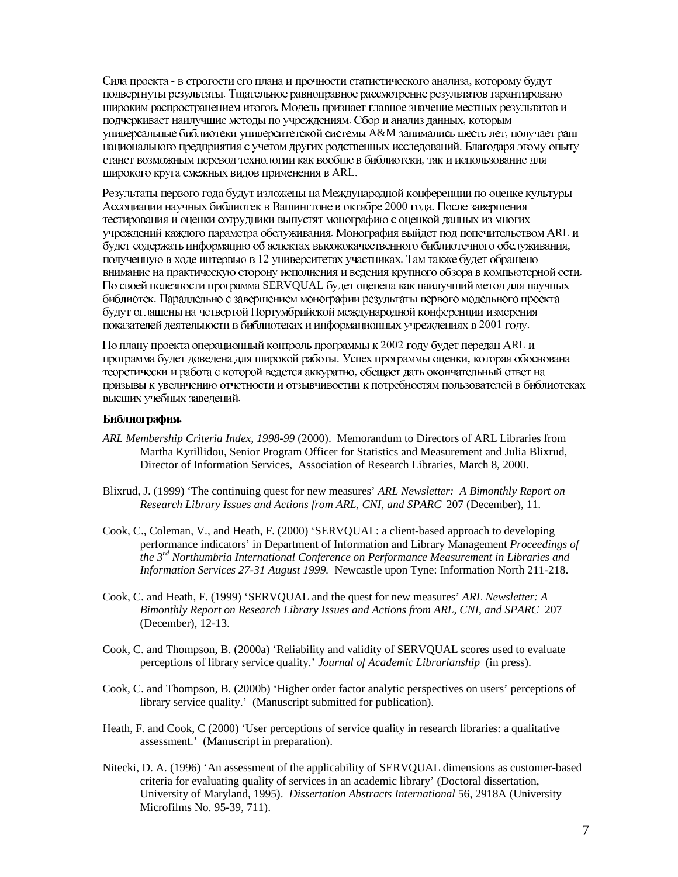Сила проекта - в строгости его плана и прочности статистического анализа, которому будут подвергнуты результаты. Тщательное равноправное рассмотрение результатов гарантировано широким распространением итогов. Модель признает главное значение местных результатов и подчеркивает наилучшие методы по учреждениям. Сбор и анализ данных, которым универсальные библиотеки университетской системы A&M занимались шесть лет, получает ранг национального предприятия с учетом других родственных исследований. Благодаря этому опыту станет возможным перевод технологии как вообще в библиотеки, так и использование для широкого круга смежных видов применения в ARL.

Результаты первого года будут изложены на Международной конференции по оценке культуры Ассоциации научных библиотек в Вашингтоне в октябре 2000 года. После завершения тестирования и оценки сотрудники выпустят монографию с оценкой данных из многих учреждений каждого параметра обслуживания. Монография выйдет под попечительством ARL и будет содержать информацию об аспектах высококачественного библиотечного обслуживания, полученную в ходе интервью в 12 университетах участниках. Там также будет обращено внимание на практическую сторону исполнения и ведения крупного обзора в компьютерной сети. По своей полезности программа SERVQUAL будет оценена как наилучший метод для научных библиотек. Параллельно с завершением монографии результаты первого модельного проекта будут оглашены на четвертой Нортумбрийской международной конференции измерения показателей деятельности в библиотеках и информационных учреждениях в 2001 году.

По плану проекта операционный контроль программы к 2002 году будет передан ARL и программа будет доведена для широкой работы. Успех программы оценки, которая обоснована теоретически и работа с которой ведется аккуратно, обещает дать окончательный ответ на призывы к увеличению отчетности и отзывчивости к потребностям пользователей в библиотеках высших учебных заведений.

**Библиография.**

*ARL Membership Criteria Index, 1998-99* (2000). Memorandum to Directors of ARL Libraries from Martha Kyrillidou, Senior Program Officer for Statistics and Measurement and Julia Blixrud, Director of Information Services, Association of Research Libraries, March 8, 2000.

Blixrud, J. (1999) 'The continuing quest for new measures' *ARL Newsletter: A Bimonthly Report on Research Library Issues and Actions from ARL, CNI, and SPARC* 207 (December), 11.

Cook, C., Coleman, V., and Heath, F. (2000) 'SERVQUAL: a client-based approach to developing performance indicators' in Department of Information and Library Management *Proceedings of the 3rd Northumbria International Conference on Performance Measurement in Libraries and Information Services 27-31 August 1999.* Newcastle upon Tyne: Information North 211-218.

Cook, C. and Heath, F. (1999) 'SERVQUAL and the quest for new measures' *ARL Newsletter: A Bimonthly Report on Research Library Issues and Actions from ARL, CNI, and SPARC* 207 (December), 12-13.

Cook, C. and Thompson, B. (2000a) 'Reliability and validity of SERVQUAL scores used to evaluate perceptions of library service quality.' *Journal of Academic Librarianship* (in press).

Cook, C. and Thompson, B. (2000b) 'Higher order factor analytic perspectives on users' perceptions of library service quality.' (Manuscript submitted for publication).

Heath, F. and Cook, C (2000) 'User perceptions of service quality in research libraries: a qualitative assessment.' (Manuscript in preparation).

Nitecki, D. A. (1996) 'An assessment of the applicability of SERVQUAL dimensions as customer-based criteria for evaluating quality of services in an academic library' (Doctoral dissertation, University of Maryland, 1995). *Dissertation Abstracts International* 56, 2918A (University Microfilms No. 95-39, 711).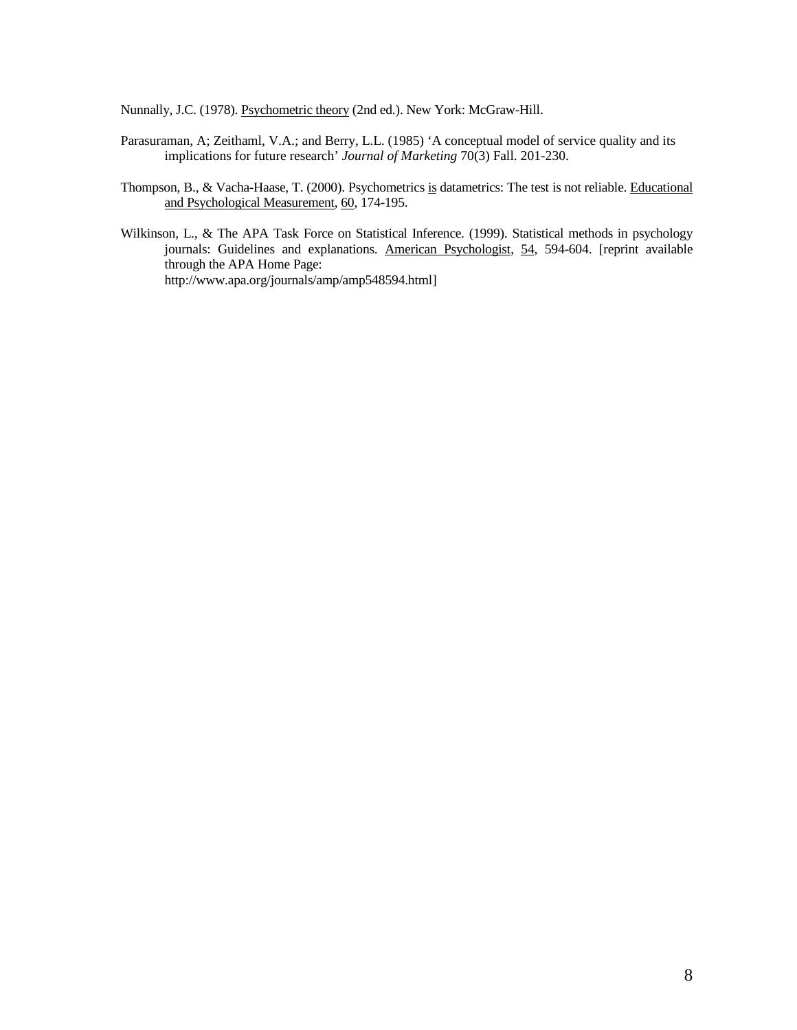Nunnally, J.C. (1978). Psychometric theory (2nd ed.). New York: McGraw-Hill.

Parasuraman, A; Zeithaml, V.A.; and Berry, L.L. (1985) 'A conceptual model of service quality and its implications for future research' *Journal of Marketing* 70(3) Fall. 201-230.

Thompson, B., & Vacha-Haase, T. (2000). Psychometrics is datametrics: The test is not reliable. Educational and Psychological Measurement, 60, 174-195.

Wilkinson, L., & The APA Task Force on Statistical Inference. (1999). Statistical methods in psychology journals: Guidelines and explanations. American Psychologist, 54, 594-604. [reprint available through the APA Home Page: http://www.apa.org/journals/amp/amp548594.html]